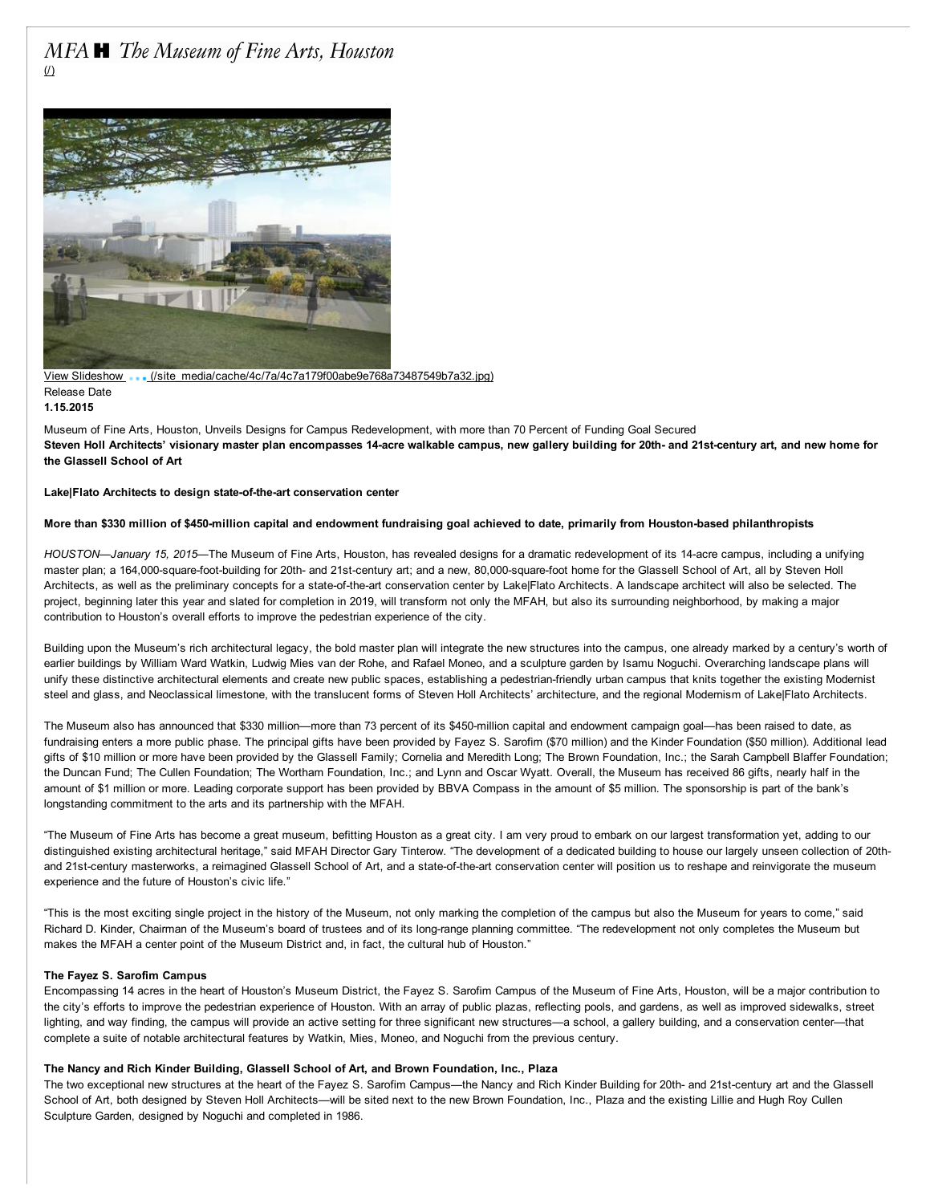*MFA*H *The Museum of Fine Arts, Houston*
(/)

View Slideshow (/site_media/cache/4c/7a/4c7a179f00abe9e768a73487549b7a32.jpg)

Release Date
**1.15.2015**

Museum of Fine Arts, Houston, Unveils Designs for Campus Redevelopment, with more than 70 Percent of Funding Goal Secured

**Steven Holl Architects' visionary master plan encompasses 14-acre walkable campus, new gallery building for 20th- and 21st-century art, and new home for the Glassell School of Art**

**Lake|Flato Architects to design state-of-the-art conservation center**

**More than $330 million of $450-million capital and endowment fundraising goal achieved to date, primarily from Houston-based philanthropists**

*HOUSTON—January 15, 2015*—The Museum of Fine Arts, Houston, has revealed designs for a dramatic redevelopment of its 14-acre campus, including a unifying master plan; a 164,000-square-foot-building for 20th- and 21st-century art; and a new, 80,000-square-foot home for the Glassell School of Art, all by Steven Holl Architects, as well as the preliminary concepts for a state-of-the-art conservation center by Lake|Flato Architects. A landscape architect will also be selected. The project, beginning later this year and slated for completion in 2019, will transform not only the MFAH, but also its surrounding neighborhood, by making a major contribution to Houston's overall efforts to improve the pedestrian experience of the city.

Building upon the Museum's rich architectural legacy, the bold master plan will integrate the new structures into the campus, one already marked by a century's worth of earlier buildings by William Ward Watkin, Ludwig Mies van der Rohe, and Rafael Moneo, and a sculpture garden by Isamu Noguchi. Overarching landscape plans will unify these distinctive architectural elements and create new public spaces, establishing a pedestrian-friendly urban campus that knits together the existing Modernist steel and glass, and Neoclassical limestone, with the translucent forms of Steven Holl Architects' architecture, and the regional Modernism of Lake|Flato Architects.

The Museum also has announced that $330 million—more than 73 percent of its $450-million capital and endowment campaign goal—has been raised to date, as fundraising enters a more public phase. The principal gifts have been provided by Fayez S. Sarofim ($70 million) and the Kinder Foundation ($50 million). Additional lead gifts of $10 million or more have been provided by the Glassell Family; Cornelia and Meredith Long; The Brown Foundation, Inc.; the Sarah Campbell Blaffer Foundation; the Duncan Fund; The Cullen Foundation; The Wortham Foundation, Inc.; and Lynn and Oscar Wyatt. Overall, the Museum has received 86 gifts, nearly half in the amount of $1 million or more. Leading corporate support has been provided by BBVA Compass in the amount of $5 million. The sponsorship is part of the bank's longstanding commitment to the arts and its partnership with the MFAH.

"The Museum of Fine Arts has become a great museum, befitting Houston as a great city. I am very proud to embark on our largest transformation yet, adding to our distinguished existing architectural heritage," said MFAH Director Gary Tinterow. "The development of a dedicated building to house our largely unseen collection of 20th- and 21st-century masterworks, a reimagined Glassell School of Art, and a state-of-the-art conservation center will position us to reshape and reinvigorate the museum experience and the future of Houston's civic life."

"This is the most exciting single project in the history of the Museum, not only marking the completion of the campus but also the Museum for years to come," said Richard D. Kinder, Chairman of the Museum's board of trustees and of its long-range planning committee. "The redevelopment not only completes the Museum but makes the MFAH a center point of the Museum District and, in fact, the cultural hub of Houston."

**The Fayez S. Sarofim Campus**

Encompassing 14 acres in the heart of Houston's Museum District, the Fayez S. Sarofim Campus of the Museum of Fine Arts, Houston, will be a major contribution to the city's efforts to improve the pedestrian experience of Houston. With an array of public plazas, reflecting pools, and gardens, as well as improved sidewalks, street lighting, and way finding, the campus will provide an active setting for three significant new structures—a school, a gallery building, and a conservation center—that complete a suite of notable architectural features by Watkin, Mies, Moneo, and Noguchi from the previous century.

**The Nancy and Rich Kinder Building, Glassell School of Art, and Brown Foundation, Inc., Plaza**

The two exceptional new structures at the heart of the Fayez S. Sarofim Campus—the Nancy and Rich Kinder Building for 20th- and 21st-century art and the Glassell School of Art, both designed by Steven Holl Architects—will be sited next to the new Brown Foundation, Inc., Plaza and the existing Lillie and Hugh Roy Cullen Sculpture Garden, designed by Noguchi and completed in 1986.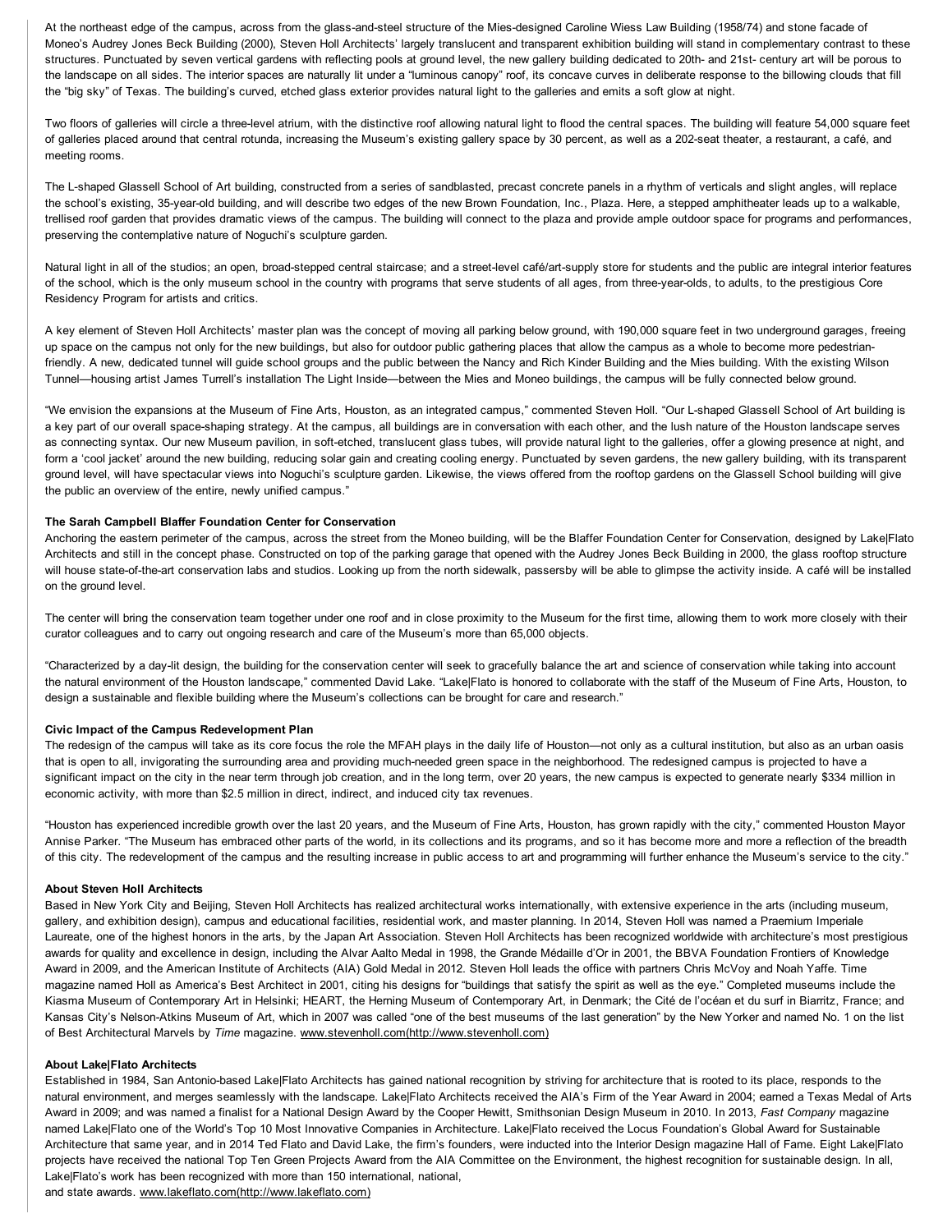At the northeast edge of the campus, across from the glass-and-steel structure of the Mies-designed Caroline Wiess Law Building (1958/74) and stone facade of Moneo's Audrey Jones Beck Building (2000), Steven Holl Architects' largely translucent and transparent exhibition building will stand in complementary contrast to these structures. Punctuated by seven vertical gardens with reflecting pools at ground level, the new gallery building dedicated to 20th- and 21st- century art will be porous to the landscape on all sides. The interior spaces are naturally lit under a "luminous canopy" roof, its concave curves in deliberate response to the billowing clouds that fill the "big sky" of Texas. The building's curved, etched glass exterior provides natural light to the galleries and emits a soft glow at night.

Two floors of galleries will circle a three-level atrium, with the distinctive roof allowing natural light to flood the central spaces. The building will feature 54,000 square feet of galleries placed around that central rotunda, increasing the Museum's existing gallery space by 30 percent, as well as a 202-seat theater, a restaurant, a café, and meeting rooms.

The L-shaped Glassell School of Art building, constructed from a series of sandblasted, precast concrete panels in a rhythm of verticals and slight angles, will replace the school's existing, 35-year-old building, and will describe two edges of the new Brown Foundation, Inc., Plaza. Here, a stepped amphitheater leads up to a walkable, trellised roof garden that provides dramatic views of the campus. The building will connect to the plaza and provide ample outdoor space for programs and performances, preserving the contemplative nature of Noguchi's sculpture garden.

Natural light in all of the studios; an open, broad-stepped central staircase; and a street-level café/art-supply store for students and the public are integral interior features of the school, which is the only museum school in the country with programs that serve students of all ages, from three-year-olds, to adults, to the prestigious Core Residency Program for artists and critics.

A key element of Steven Holl Architects' master plan was the concept of moving all parking below ground, with 190,000 square feet in two underground garages, freeing up space on the campus not only for the new buildings, but also for outdoor public gathering places that allow the campus as a whole to become more pedestrian-friendly. A new, dedicated tunnel will guide school groups and the public between the Nancy and Rich Kinder Building and the Mies building. With the existing Wilson Tunnel—housing artist James Turrell's installation The Light Inside—between the Mies and Moneo buildings, the campus will be fully connected below ground.

"We envision the expansions at the Museum of Fine Arts, Houston, as an integrated campus," commented Steven Holl. "Our L-shaped Glassell School of Art building is a key part of our overall space-shaping strategy. At the campus, all buildings are in conversation with each other, and the lush nature of the Houston landscape serves as connecting syntax. Our new Museum pavilion, in soft-etched, translucent glass tubes, will provide natural light to the galleries, offer a glowing presence at night, and form a 'cool jacket' around the new building, reducing solar gain and creating cooling energy. Punctuated by seven gardens, the new gallery building, with its transparent ground level, will have spectacular views into Noguchi's sculpture garden. Likewise, the views offered from the rooftop gardens on the Glassell School building will give the public an overview of the entire, newly unified campus."

**The Sarah Campbell Blaffer Foundation Center for Conservation**

Anchoring the eastern perimeter of the campus, across the street from the Moneo building, will be the Blaffer Foundation Center for Conservation, designed by Lake|Flato Architects and still in the concept phase. Constructed on top of the parking garage that opened with the Audrey Jones Beck Building in 2000, the glass rooftop structure will house state-of-the-art conservation labs and studios. Looking up from the north sidewalk, passersby will be able to glimpse the activity inside. A café will be installed on the ground level.

The center will bring the conservation team together under one roof and in close proximity to the Museum for the first time, allowing them to work more closely with their curator colleagues and to carry out ongoing research and care of the Museum's more than 65,000 objects.

"Characterized by a day-lit design, the building for the conservation center will seek to gracefully balance the art and science of conservation while taking into account the natural environment of the Houston landscape," commented David Lake. "Lake|Flato is honored to collaborate with the staff of the Museum of Fine Arts, Houston, to design a sustainable and flexible building where the Museum's collections can be brought for care and research."

**Civic Impact of the Campus Redevelopment Plan**

The redesign of the campus will take as its core focus the role the MFAH plays in the daily life of Houston—not only as a cultural institution, but also as an urban oasis that is open to all, invigorating the surrounding area and providing much-needed green space in the neighborhood. The redesigned campus is projected to have a significant impact on the city in the near term through job creation, and in the long term, over 20 years, the new campus is expected to generate nearly $334 million in economic activity, with more than $2.5 million in direct, indirect, and induced city tax revenues.

"Houston has experienced incredible growth over the last 20 years, and the Museum of Fine Arts, Houston, has grown rapidly with the city," commented Houston Mayor Annise Parker. "The Museum has embraced other parts of the world, in its collections and its programs, and so it has become more and more a reflection of the breadth of this city. The redevelopment of the campus and the resulting increase in public access to art and programming will further enhance the Museum's service to the city."

**About Steven Holl Architects**

Based in New York City and Beijing, Steven Holl Architects has realized architectural works internationally, with extensive experience in the arts (including museum, gallery, and exhibition design), campus and educational facilities, residential work, and master planning. In 2014, Steven Holl was named a Praemium Imperiale Laureate, one of the highest honors in the arts, by the Japan Art Association. Steven Holl Architects has been recognized worldwide with architecture's most prestigious awards for quality and excellence in design, including the Alvar Aalto Medal in 1998, the Grande Médaille d'Or in 2001, the BBVA Foundation Frontiers of Knowledge Award in 2009, and the American Institute of Architects (AIA) Gold Medal in 2012. Steven Holl leads the office with partners Chris McVoy and Noah Yaffe. Time magazine named Holl as America's Best Architect in 2001, citing his designs for "buildings that satisfy the spirit as well as the eye." Completed museums include the Kiasma Museum of Contemporary Art in Helsinki; HEART, the Herning Museum of Contemporary Art, in Denmark; the Cité de l'océan et du surf in Biarritz, France; and Kansas City's Nelson-Atkins Museum of Art, which in 2007 was called "one of the best museums of the last generation" by the New Yorker and named No. 1 on the list of Best Architectural Marvels by *Time* magazine. www.stevenholl.com(http://www.stevenholl.com)

**About Lake|Flato Architects**

Established in 1984, San Antonio-based Lake|Flato Architects has gained national recognition by striving for architecture that is rooted to its place, responds to the natural environment, and merges seamlessly with the landscape. Lake|Flato Architects received the AIA's Firm of the Year Award in 2004; earned a Texas Medal of Arts Award in 2009; and was named a finalist for a National Design Award by the Cooper Hewitt, Smithsonian Design Museum in 2010. In 2013, *Fast Company* magazine named Lake|Flato one of the World's Top 10 Most Innovative Companies in Architecture. Lake|Flato received the Locus Foundation's Global Award for Sustainable Architecture that same year, and in 2014 Ted Flato and David Lake, the firm's founders, were inducted into the Interior Design magazine Hall of Fame. Eight Lake|Flato projects have received the national Top Ten Green Projects Award from the AIA Committee on the Environment, the highest recognition for sustainable design. In all, Lake|Flato's work has been recognized with more than 150 international, national, and state awards. www.lakeflato.com(http://www.lakeflato.com)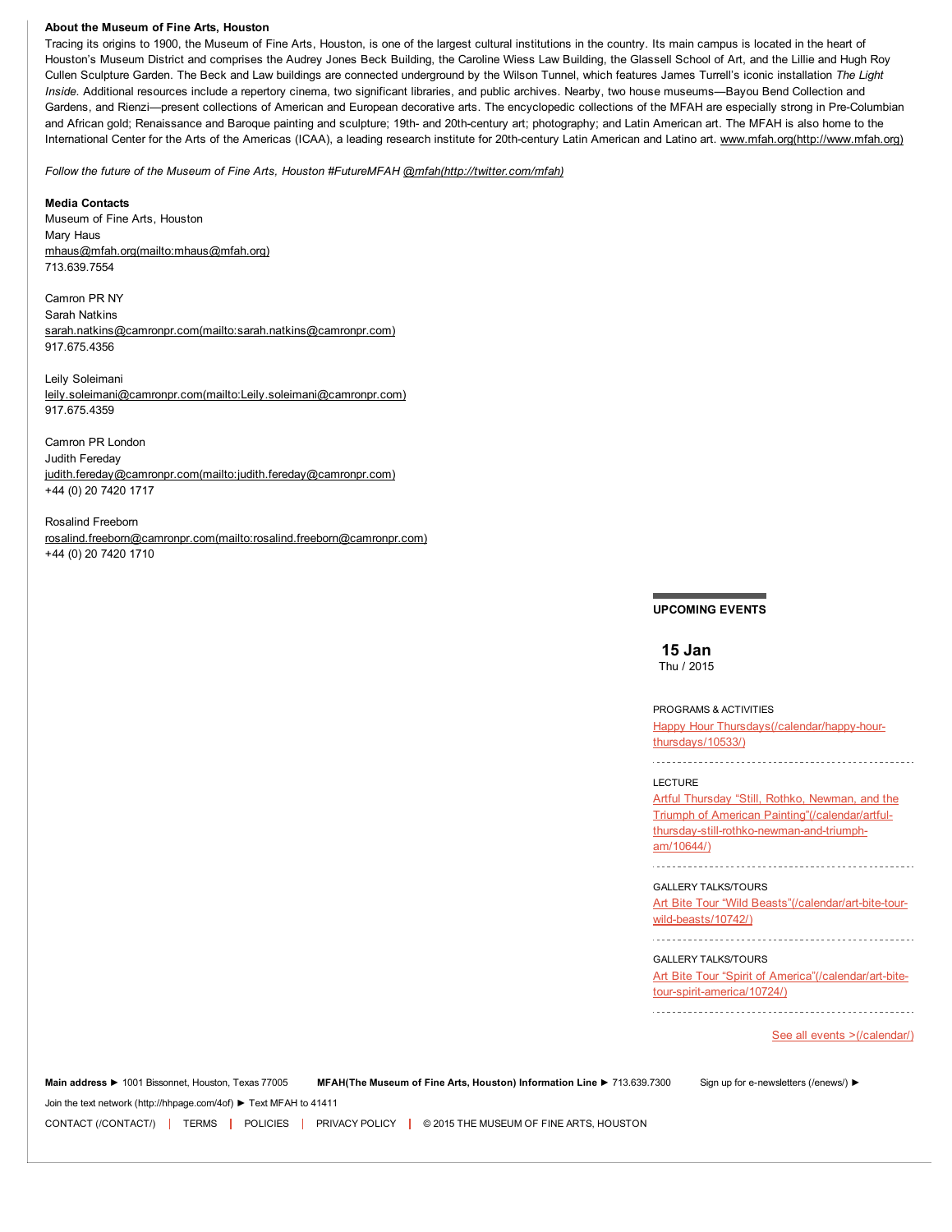**About the Museum of Fine Arts, Houston**

Tracing its origins to 1900, the Museum of Fine Arts, Houston, is one of the largest cultural institutions in the country. Its main campus is located in the heart of Houston's Museum District and comprises the Audrey Jones Beck Building, the Caroline Wiess Law Building, the Glassell School of Art, and the Lillie and Hugh Roy Cullen Sculpture Garden. The Beck and Law buildings are connected underground by the Wilson Tunnel, which features James Turrell's iconic installation *The Light Inside.* Additional resources include a repertory cinema, two significant libraries, and public archives. Nearby, two house museums—Bayou Bend Collection and Gardens, and Rienzi—present collections of American and European decorative arts. The encyclopedic collections of the MFAH are especially strong in Pre-Columbian and African gold; Renaissance and Baroque painting and sculpture; 19th- and 20th-century art; photography; and Latin American art. The MFAH is also home to the International Center for the Arts of the Americas (ICAA), a leading research institute for 20th-century Latin American and Latino art. www.mfah.org(http://www.mfah.org)

*Follow the future of the Museum of Fine Arts, Houston #FutureMFAH @mfah(http://twitter.com/mfah)*

**Media Contacts**

Museum of Fine Arts, Houston
Mary Haus
mhaus@mfah.org(mailto:mhaus@mfah.org)
713.639.7554

Camron PR NY
Sarah Natkins
sarah.natkins@camronpr.com(mailto:sarah.natkins@camronpr.com)
917.675.4356

Leily Soleimani
leily.soleimani@camronpr.com(mailto:Leily.soleimani@camronpr.com)
917.675.4359

Camron PR London
Judith Fereday
judith.fereday@camronpr.com(mailto:judith.fereday@camronpr.com)
+44 (0) 20 7420 1717

Rosalind Freeborn
rosalind.freeborn@camronpr.com(mailto:rosalind.freeborn@camronpr.com)
+44 (0) 20 7420 1710

**UPCOMING EVENTS**

**15 Jan**
Thu / 2015

PROGRAMS & ACTIVITIES
Happy Hour Thursdays(/calendar/happy-hour-thursdays/10533/)

LECTURE
Artful Thursday "Still, Rothko, Newman, and the Triumph of American Painting"(/calendar/artful-thursday-still-rothko-newman-and-triumph-am/10644/)

GALLERY TALKS/TOURS
Art Bite Tour "Wild Beasts"(/calendar/art-bite-tour-wild-beasts/10742/)

GALLERY TALKS/TOURS
Art Bite Tour "Spirit of America"(/calendar/art-bite-tour-spirit-america/10724/)

See all events >(/calendar/)

**Main address** ► 1001 Bissonnet, Houston, Texas 77005 **MFAH(The Museum of Fine Arts, Houston) Information Line** ► 713.639.7300 Sign up for e-newsletters (/enews/) ►

Join the text network (http://hhpage.com/4of) ► Text MFAH to 41411

CONTACT (/CONTACT/) | TERMS | POLICIES | PRIVACY POLICY | © 2015 THE MUSEUM OF FINE ARTS, HOUSTON